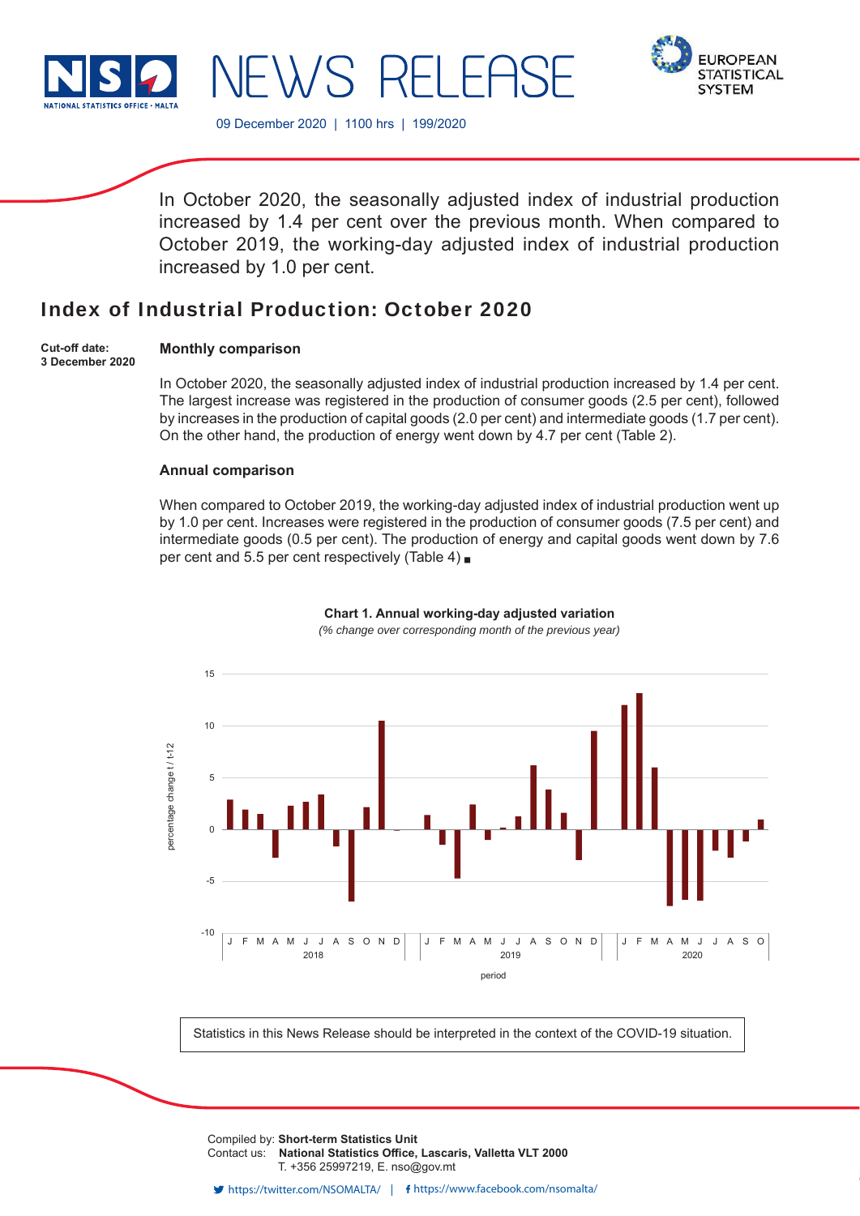NSO NATIONAL STATISTICS OFFICE · MALTA

# NEWS RELEASE

EUROPEAN STATISTICAL SYSTEM

09 December 2020 | 1100 hrs | 199/2020

In October 2020, the seasonally adjusted index of industrial production increased by 1.4 per cent over the previous month. When compared to October 2019, the working-day adjusted index of industrial production increased by 1.0 per cent.

## Index of Industrial Production: October 2020

**Cut-off date:**
**3 December 2020**

### Monthly comparison

In October 2020, the seasonally adjusted index of industrial production increased by 1.4 per cent. The largest increase was registered in the production of consumer goods (2.5 per cent), followed by increases in the production of capital goods (2.0 per cent) and intermediate goods (1.7 per cent). On the other hand, the production of energy went down by 4.7 per cent (Table 2).

### Annual comparison

When compared to October 2019, the working-day adjusted index of industrial production went up by 1.0 per cent. Increases were registered in the production of consumer goods (7.5 per cent) and intermediate goods (0.5 per cent). The production of energy and capital goods went down by 7.6 per cent and 5.5 per cent respectively (Table 4) ■

**Chart 1. Annual working-day adjusted variation**

*(% change over corresponding month of the previous year)*

percentage change t / t-12

15
10
5
0
-5
-10

J F M A M J J A S O N D
2018
J F M A M J J A S O N D
2019
J F M A M J J A S O
2020

period

Statistics in this News Release should be interpreted in the context of the COVID-19 situation.

Compiled by: **Short-term Statistics Unit**
Contact us: **National Statistics Office, Lascaris, Valletta VLT 2000**
T. +356 25997219, E. nso@gov.mt

https://twitter.com/NSOMALTA/ | https://www.facebook.com/nsomalta/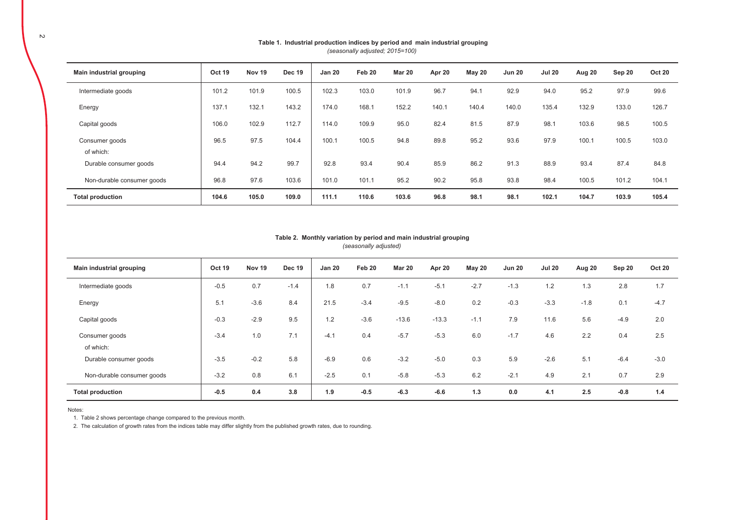**Table 1. Industrial production indices by period and main industrial grouping**
*(seasonally adjusted; 2015=100)*

| Main industrial grouping | Oct 19 | Nov 19 | Dec 19 | Jan 20 | Feb 20 | Mar 20 | Apr 20 | May 20 | Jun 20 | Jul 20 | Aug 20 | Sep 20 | Oct 20 |
|---|---|---|---|---|---|---|---|---|---|---|---|---|---|
| Intermediate goods | 101.2 | 101.9 | 100.5 | 102.3 | 103.0 | 101.9 | 96.7 | 94.1 | 92.9 | 94.0 | 95.2 | 97.9 | 99.6 |
| Energy | 137.1 | 132.1 | 143.2 | 174.0 | 168.1 | 152.2 | 140.1 | 140.4 | 140.0 | 135.4 | 132.9 | 133.0 | 126.7 |
| Capital goods | 106.0 | 102.9 | 112.7 | 114.0 | 109.9 | 95.0 | 82.4 | 81.5 | 87.9 | 98.1 | 103.6 | 98.5 | 100.5 |
| Consumer goods | 96.5 | 97.5 | 104.4 | 100.1 | 100.5 | 94.8 | 89.8 | 95.2 | 93.6 | 97.9 | 100.1 | 100.5 | 103.0 |
| of which: | | | | | | | | | | | | | |
| Durable consumer goods | 94.4 | 94.2 | 99.7 | 92.8 | 93.4 | 90.4 | 85.9 | 86.2 | 91.3 | 88.9 | 93.4 | 87.4 | 84.8 |
| Non-durable consumer goods | 96.8 | 97.6 | 103.6 | 101.0 | 101.1 | 95.2 | 90.2 | 95.8 | 93.8 | 98.4 | 100.5 | 101.2 | 104.1 |
| **Total production** | **104.6** | **105.0** | **109.0** | **111.1** | **110.6** | **103.6** | **96.8** | **98.1** | **98.1** | **102.1** | **104.7** | **103.9** | **105.4** |

**Table 2. Monthly variation by period and main industrial grouping**
*(seasonally adjusted)*

| Main industrial grouping | Oct 19 | Nov 19 | Dec 19 | Jan 20 | Feb 20 | Mar 20 | Apr 20 | May 20 | Jun 20 | Jul 20 | Aug 20 | Sep 20 | Oct 20 |
|---|---|---|---|---|---|---|---|---|---|---|---|---|---|
| Intermediate goods | -0.5 | 0.7 | -1.4 | 1.8 | 0.7 | -1.1 | -5.1 | -2.7 | -1.3 | 1.2 | 1.3 | 2.8 | 1.7 |
| Energy | 5.1 | -3.6 | 8.4 | 21.5 | -3.4 | -9.5 | -8.0 | 0.2 | -0.3 | -3.3 | -1.8 | 0.1 | -4.7 |
| Capital goods | -0.3 | -2.9 | 9.5 | 1.2 | -3.6 | -13.6 | -13.3 | -1.1 | 7.9 | 11.6 | 5.6 | -4.9 | 2.0 |
| Consumer goods | -3.4 | 1.0 | 7.1 | -4.1 | 0.4 | -5.7 | -5.3 | 6.0 | -1.7 | 4.6 | 2.2 | 0.4 | 2.5 |
| of which: | | | | | | | | | | | | | |
| Durable consumer goods | -3.5 | -0.2 | 5.8 | -6.9 | 0.6 | -3.2 | -5.0 | 0.3 | 5.9 | -2.6 | 5.1 | -6.4 | -3.0 |
| Non-durable consumer goods | -3.2 | 0.8 | 6.1 | -2.5 | 0.1 | -5.8 | -5.3 | 6.2 | -2.1 | 4.9 | 2.1 | 0.7 | 2.9 |
| **Total production** | **-0.5** | **0.4** | **3.8** | **1.9** | **-0.5** | **-6.3** | **-6.6** | **1.3** | **0.0** | **4.1** | **2.5** | **-0.8** | **1.4** |

Notes:

1. Table 2 shows percentage change compared to the previous month.
2. The calculation of growth rates from the indices table may differ slightly from the published growth rates, due to rounding.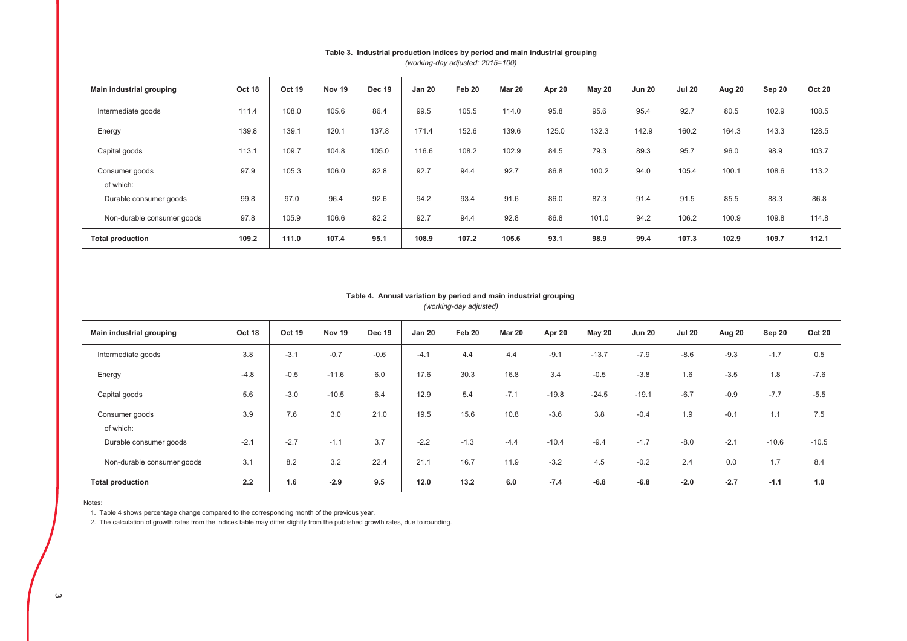**Table 3. Industrial production indices by period and main industrial grouping**

*(working-day adjusted; 2015=100)*

| Main industrial grouping | Oct 18 | Oct 19 | Nov 19 | Dec 19 | Jan 20 | Feb 20 | Mar 20 | Apr 20 | May 20 | Jun 20 | Jul 20 | Aug 20 | Sep 20 | Oct 20 |
|---|---|---|---|---|---|---|---|---|---|---|---|---|---|---|
| Intermediate goods | 111.4 | 108.0 | 105.6 | 86.4 | 99.5 | 105.5 | 114.0 | 95.8 | 95.6 | 95.4 | 92.7 | 80.5 | 102.9 | 108.5 |
| Energy | 139.8 | 139.1 | 120.1 | 137.8 | 171.4 | 152.6 | 139.6 | 125.0 | 132.3 | 142.9 | 160.2 | 164.3 | 143.3 | 128.5 |
| Capital goods | 113.1 | 109.7 | 104.8 | 105.0 | 116.6 | 108.2 | 102.9 | 84.5 | 79.3 | 89.3 | 95.7 | 96.0 | 98.9 | 103.7 |
| Consumer goods | 97.9 | 105.3 | 106.0 | 82.8 | 92.7 | 94.4 | 92.7 | 86.8 | 100.2 | 94.0 | 105.4 | 100.1 | 108.6 | 113.2 |
| of which: | | | | | | | | | | | | | | |
| Durable consumer goods | 99.8 | 97.0 | 96.4 | 92.6 | 94.2 | 93.4 | 91.6 | 86.0 | 87.3 | 91.4 | 91.5 | 85.5 | 88.3 | 86.8 |
| Non-durable consumer goods | 97.8 | 105.9 | 106.6 | 82.2 | 92.7 | 94.4 | 92.8 | 86.8 | 101.0 | 94.2 | 106.2 | 100.9 | 109.8 | 114.8 |
| **Total production** | **109.2** | **111.0** | **107.4** | **95.1** | **108.9** | **107.2** | **105.6** | **93.1** | **98.9** | **99.4** | **107.3** | **102.9** | **109.7** | **112.1** |

**Table 4. Annual variation by period and main industrial grouping**

*(working-day adjusted)*

| Main industrial grouping | Oct 18 | Oct 19 | Nov 19 | Dec 19 | Jan 20 | Feb 20 | Mar 20 | Apr 20 | May 20 | Jun 20 | Jul 20 | Aug 20 | Sep 20 | Oct 20 |
|---|---|---|---|---|---|---|---|---|---|---|---|---|---|---|
| Intermediate goods | 3.8 | -3.1 | -0.7 | -0.6 | -4.1 | 4.4 | 4.4 | -9.1 | -13.7 | -7.9 | -8.6 | -9.3 | -1.7 | 0.5 |
| Energy | -4.8 | -0.5 | -11.6 | 6.0 | 17.6 | 30.3 | 16.8 | 3.4 | -0.5 | -3.8 | 1.6 | -3.5 | 1.8 | -7.6 |
| Capital goods | 5.6 | -3.0 | -10.5 | 6.4 | 12.9 | 5.4 | -7.1 | -19.8 | -24.5 | -19.1 | -6.7 | -0.9 | -7.7 | -5.5 |
| Consumer goods | 3.9 | 7.6 | 3.0 | 21.0 | 19.5 | 15.6 | 10.8 | -3.6 | 3.8 | -0.4 | 1.9 | -0.1 | 1.1 | 7.5 |
| of which: | | | | | | | | | | | | | | |
| Durable consumer goods | -2.1 | -2.7 | -1.1 | 3.7 | -2.2 | -1.3 | -4.4 | -10.4 | -9.4 | -1.7 | -8.0 | -2.1 | -10.6 | -10.5 |
| Non-durable consumer goods | 3.1 | 8.2 | 3.2 | 22.4 | 21.1 | 16.7 | 11.9 | -3.2 | 4.5 | -0.2 | 2.4 | 0.0 | 1.7 | 8.4 |
| **Total production** | **2.2** | **1.6** | **-2.9** | **9.5** | **12.0** | **13.2** | **6.0** | **-7.4** | **-6.8** | **-6.8** | **-2.0** | **-2.7** | **-1.1** | **1.0** |

Notes:

1. Table 4 shows percentage change compared to the corresponding month of the previous year.
2. The calculation of growth rates from the indices table may differ slightly from the published growth rates, due to rounding.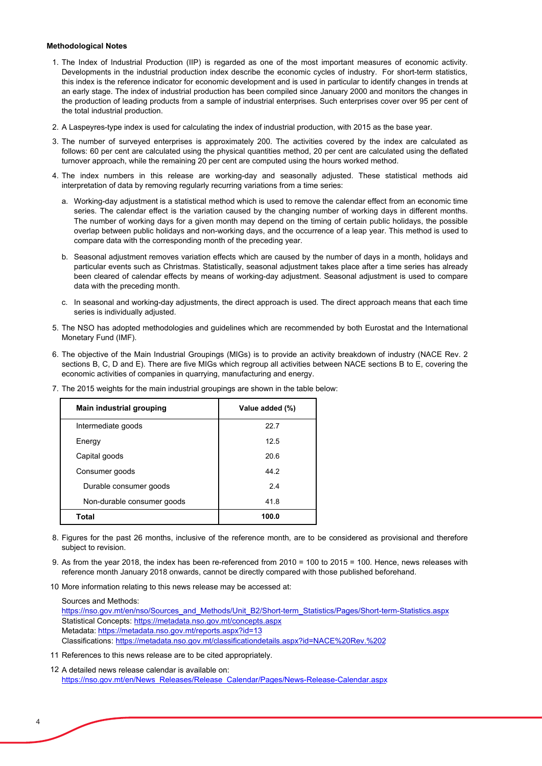**Methodological Notes**

1. The Index of Industrial Production (IIP) is regarded as one of the most important measures of economic activity. Developments in the industrial production index describe the economic cycles of industry. For short-term statistics, this index is the reference indicator for economic development and is used in particular to identify changes in trends at an early stage. The index of industrial production has been compiled since January 2000 and monitors the changes in the production of leading products from a sample of industrial enterprises. Such enterprises cover over 95 per cent of the total industrial production.

2. A Laspeyres-type index is used for calculating the index of industrial production, with 2015 as the base year.

3. The number of surveyed enterprises is approximately 200. The activities covered by the index are calculated as follows: 60 per cent are calculated using the physical quantities method, 20 per cent are calculated using the deflated turnover approach, while the remaining 20 per cent are computed using the hours worked method.

4. The index numbers in this release are working-day and seasonally adjusted. These statistical methods aid interpretation of data by removing regularly recurring variations from a time series:

   a. Working-day adjustment is a statistical method which is used to remove the calendar effect from an economic time series. The calendar effect is the variation caused by the changing number of working days in different months. The number of working days for a given month may depend on the timing of certain public holidays, the possible overlap between public holidays and non-working days, and the occurrence of a leap year. This method is used to compare data with the corresponding month of the preceding year.

   b. Seasonal adjustment removes variation effects which are caused by the number of days in a month, holidays and particular events such as Christmas. Statistically, seasonal adjustment takes place after a time series has already been cleared of calendar effects by means of working-day adjustment. Seasonal adjustment is used to compare data with the preceding month.

   c. In seasonal and working-day adjustments, the direct approach is used. The direct approach means that each time series is individually adjusted.

5. The NSO has adopted methodologies and guidelines which are recommended by both Eurostat and the International Monetary Fund (IMF).

6. The objective of the Main Industrial Groupings (MIGs) is to provide an activity breakdown of industry (NACE Rev. 2 sections B, C, D and E). There are five MIGs which regroup all activities between NACE sections B to E, covering the economic activities of companies in quarrying, manufacturing and energy.

7. The 2015 weights for the main industrial groupings are shown in the table below:

| Main industrial grouping | Value added (%) |
|---|---|
| Intermediate goods | 22.7 |
| Energy | 12.5 |
| Capital goods | 20.6 |
| Consumer goods | 44.2 |
| Durable consumer goods | 2.4 |
| Non-durable consumer goods | 41.8 |
| **Total** | **100.0** |

8. Figures for the past 26 months, inclusive of the reference month, are to be considered as provisional and therefore subject to revision.

9. As from the year 2018, the index has been re-referenced from 2010 = 100 to 2015 = 100. Hence, news releases with reference month January 2018 onwards, cannot be directly compared with those published beforehand.

10. More information relating to this news release may be accessed at:

    Sources and Methods:
    https://nso.gov.mt/en/nso/Sources_and_Methods/Unit_B2/Short-term_Statistics/Pages/Short-term-Statistics.aspx
    Statistical Concepts: https://metadata.nso.gov.mt/concepts.aspx
    Metadata: https://metadata.nso.gov.mt/reports.aspx?id=13
    Classifications: https://metadata.nso.gov.mt/classificationdetails.aspx?id=NACE%20Rev.%202

11. References to this news release are to be cited appropriately.

12. A detailed news release calendar is available on:
    https://nso.gov.mt/en/News_Releases/Release_Calendar/Pages/News-Release-Calendar.aspx